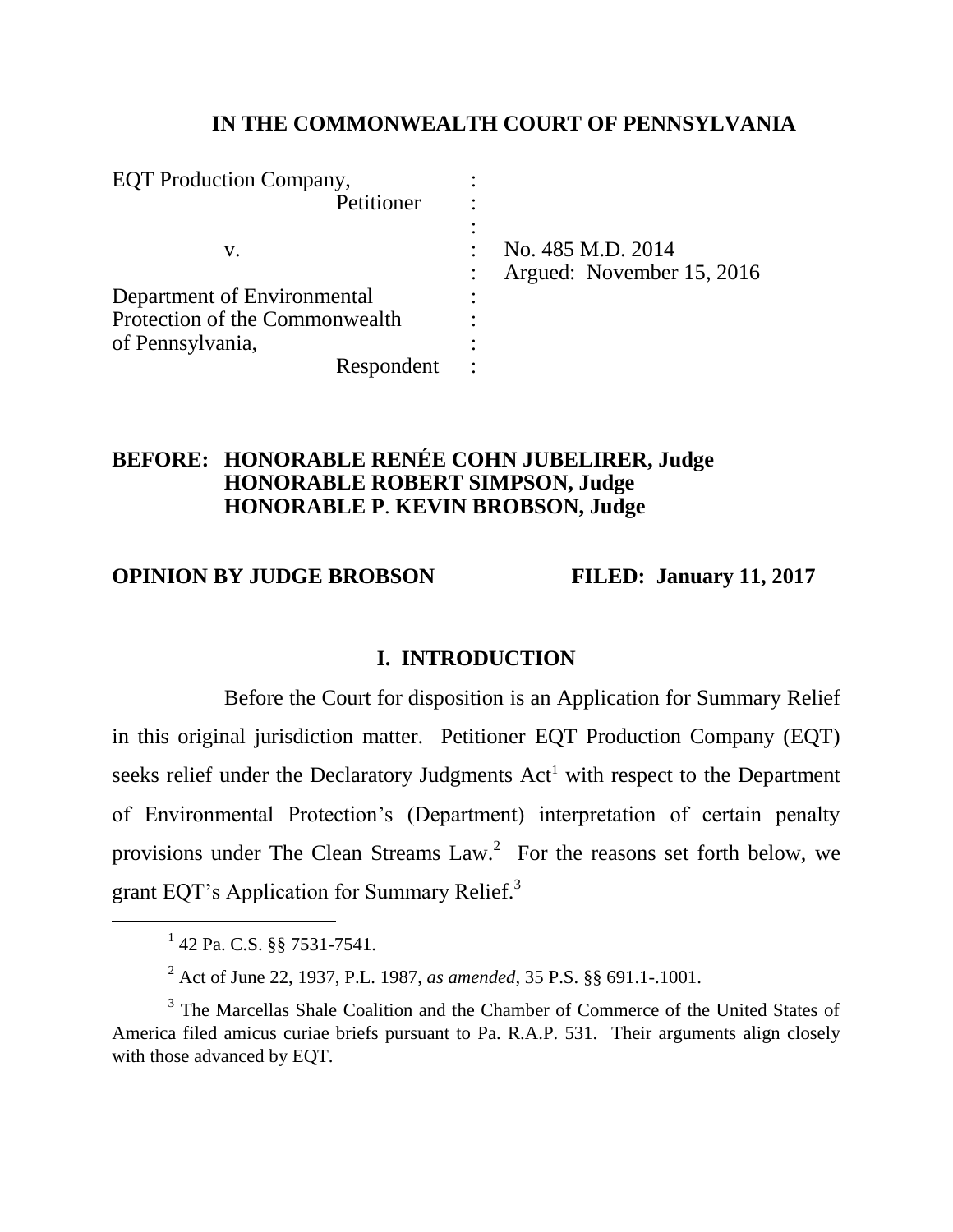**IN THE COMMONWEALTH COURT OF PENNSYLVANIA**

| | | |
|---|---|---|
| EQT Production Company, | : | |
| Petitioner | : | |
| | : | |
| v. | : | No. 485 M.D. 2014 |
| | : | Argued: November 15, 2016 |
| Department of Environmental | : | |
| Protection of the Commonwealth | : | |
| of Pennsylvania, | : | |
| Respondent | : | |

**BEFORE: HONORABLE RENÉE COHN JUBELIRER, Judge**
**HONORABLE ROBERT SIMPSON, Judge**
**HONORABLE P. KEVIN BROBSON, Judge**

**OPINION BY JUDGE BROBSON FILED: January 11, 2017**

## I. INTRODUCTION

Before the Court for disposition is an Application for Summary Relief in this original jurisdiction matter. Petitioner EQT Production Company (EQT) seeks relief under the Declaratory Judgments Act[1] with respect to the Department of Environmental Protection's (Department) interpretation of certain penalty provisions under The Clean Streams Law.[2] For the reasons set forth below, we grant EQT's Application for Summary Relief.[3]

[1] 42 Pa. C.S. §§ 7531-7541.

[2] Act of June 22, 1937, P.L. 1987, *as amended*, 35 P.S. §§ 691.1-.1001.

[3] The Marcellas Shale Coalition and the Chamber of Commerce of the United States of America filed amicus curiae briefs pursuant to Pa. R.A.P. 531. Their arguments align closely with those advanced by EQT.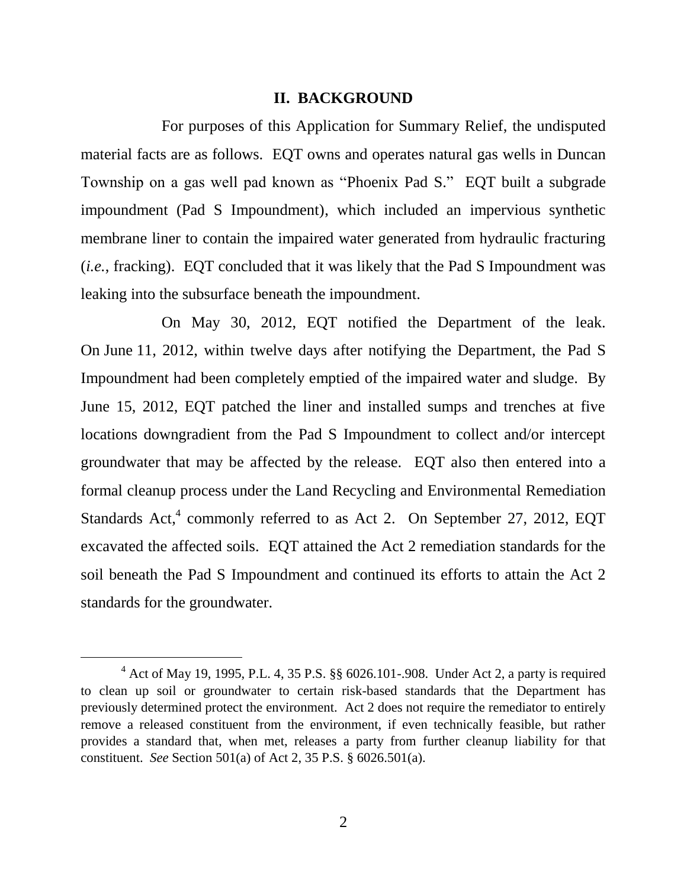## II. BACKGROUND

For purposes of this Application for Summary Relief, the undisputed material facts are as follows. EQT owns and operates natural gas wells in Duncan Township on a gas well pad known as "Phoenix Pad S." EQT built a subgrade impoundment (Pad S Impoundment), which included an impervious synthetic membrane liner to contain the impaired water generated from hydraulic fracturing (*i.e.*, fracking). EQT concluded that it was likely that the Pad S Impoundment was leaking into the subsurface beneath the impoundment.

On May 30, 2012, EQT notified the Department of the leak. On June 11, 2012, within twelve days after notifying the Department, the Pad S Impoundment had been completely emptied of the impaired water and sludge. By June 15, 2012, EQT patched the liner and installed sumps and trenches at five locations downgradient from the Pad S Impoundment to collect and/or intercept groundwater that may be affected by the release. EQT also then entered into a formal cleanup process under the Land Recycling and Environmental Remediation Standards Act,[4] commonly referred to as Act 2. On September 27, 2012, EQT excavated the affected soils. EQT attained the Act 2 remediation standards for the soil beneath the Pad S Impoundment and continued its efforts to attain the Act 2 standards for the groundwater.

---

[4] Act of May 19, 1995, P.L. 4, 35 P.S. §§ 6026.101-.908. Under Act 2, a party is required to clean up soil or groundwater to certain risk-based standards that the Department has previously determined protect the environment. Act 2 does not require the remediator to entirely remove a released constituent from the environment, if even technically feasible, but rather provides a standard that, when met, releases a party from further cleanup liability for that constituent. *See* Section 501(a) of Act 2, 35 P.S. § 6026.501(a).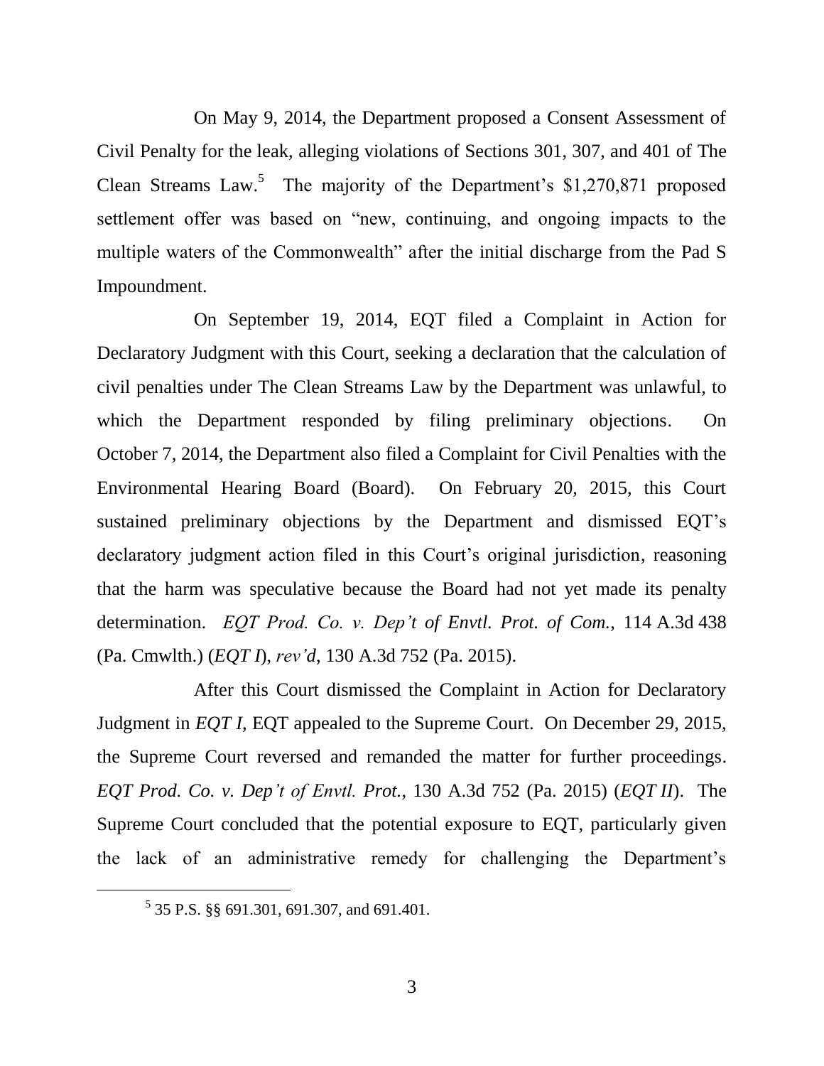On May 9, 2014, the Department proposed a Consent Assessment of Civil Penalty for the leak, alleging violations of Sections 301, 307, and 401 of The Clean Streams Law.[5] The majority of the Department's $1,270,871 proposed settlement offer was based on "new, continuing, and ongoing impacts to the multiple waters of the Commonwealth" after the initial discharge from the Pad S Impoundment.

On September 19, 2014, EQT filed a Complaint in Action for Declaratory Judgment with this Court, seeking a declaration that the calculation of civil penalties under The Clean Streams Law by the Department was unlawful, to which the Department responded by filing preliminary objections. On October 7, 2014, the Department also filed a Complaint for Civil Penalties with the Environmental Hearing Board (Board). On February 20, 2015, this Court sustained preliminary objections by the Department and dismissed EQT's declaratory judgment action filed in this Court's original jurisdiction, reasoning that the harm was speculative because the Board had not yet made its penalty determination. *EQT Prod. Co. v. Dep't of Envtl. Prot. of Com.*, 114 A.3d 438 (Pa. Cmwlth.) (*EQT I*), *rev'd*, 130 A.3d 752 (Pa. 2015).

After this Court dismissed the Complaint in Action for Declaratory Judgment in *EQT I*, EQT appealed to the Supreme Court. On December 29, 2015, the Supreme Court reversed and remanded the matter for further proceedings. *EQT Prod. Co. v. Dep't of Envtl. Prot.*, 130 A.3d 752 (Pa. 2015) (*EQT II*). The Supreme Court concluded that the potential exposure to EQT, particularly given the lack of an administrative remedy for challenging the Department's

---

[5] 35 P.S. §§ 691.301, 691.307, and 691.401.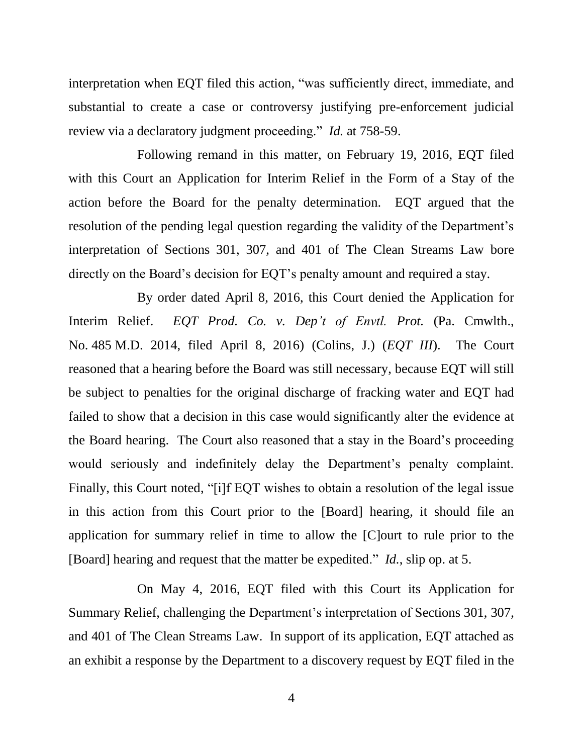interpretation when EQT filed this action, "was sufficiently direct, immediate, and substantial to create a case or controversy justifying pre-enforcement judicial review via a declaratory judgment proceeding." *Id.* at 758-59.

Following remand in this matter, on February 19, 2016, EQT filed with this Court an Application for Interim Relief in the Form of a Stay of the action before the Board for the penalty determination. EQT argued that the resolution of the pending legal question regarding the validity of the Department's interpretation of Sections 301, 307, and 401 of The Clean Streams Law bore directly on the Board's decision for EQT's penalty amount and required a stay.

By order dated April 8, 2016, this Court denied the Application for Interim Relief. *EQT Prod. Co. v. Dep't of Envtl. Prot.* (Pa. Cmwlth., No. 485 M.D. 2014, filed April 8, 2016) (Colins, J.) (*EQT III*). The Court reasoned that a hearing before the Board was still necessary, because EQT will still be subject to penalties for the original discharge of fracking water and EQT had failed to show that a decision in this case would significantly alter the evidence at the Board hearing. The Court also reasoned that a stay in the Board's proceeding would seriously and indefinitely delay the Department's penalty complaint. Finally, this Court noted, "[i]f EQT wishes to obtain a resolution of the legal issue in this action from this Court prior to the [Board] hearing, it should file an application for summary relief in time to allow the [C]ourt to rule prior to the [Board] hearing and request that the matter be expedited." *Id.*, slip op. at 5.

On May 4, 2016, EQT filed with this Court its Application for Summary Relief, challenging the Department's interpretation of Sections 301, 307, and 401 of The Clean Streams Law. In support of its application, EQT attached as an exhibit a response by the Department to a discovery request by EQT filed in the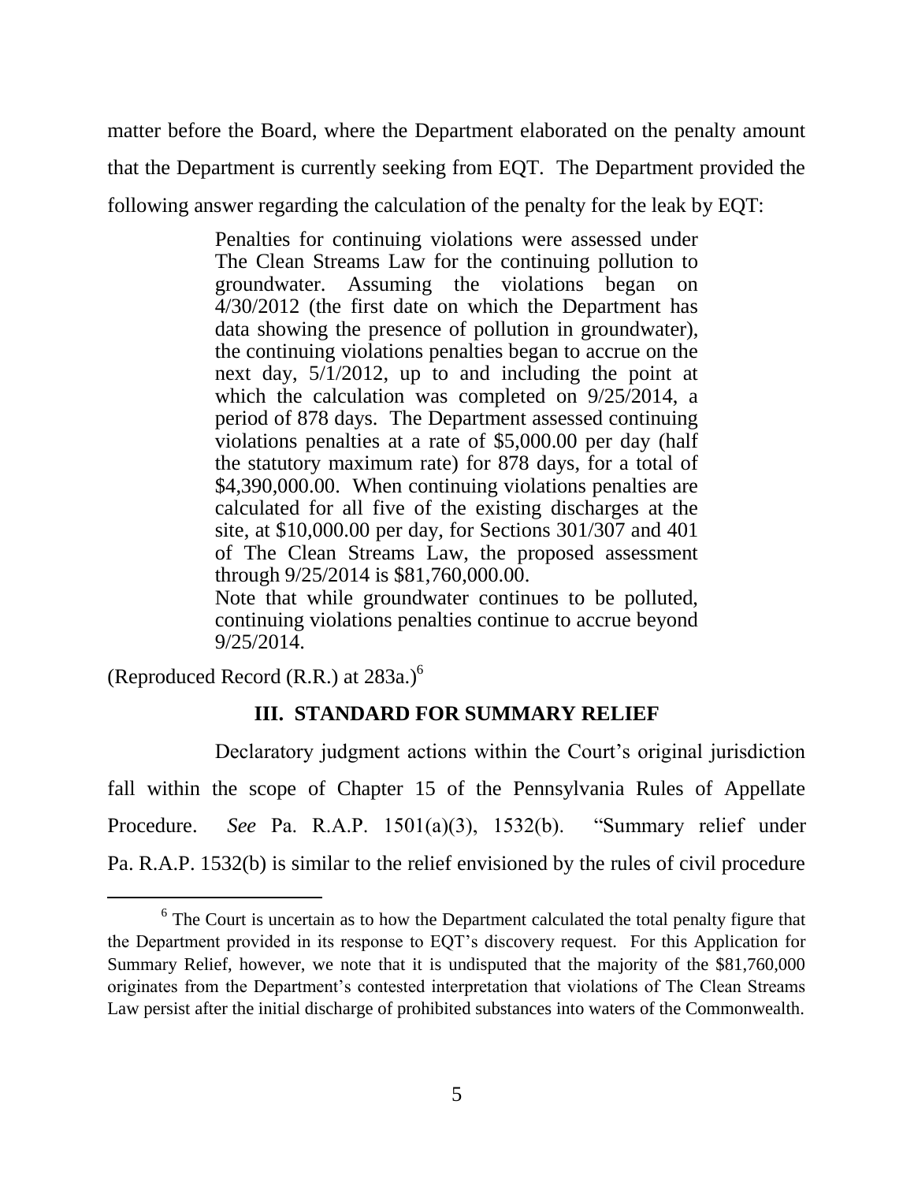matter before the Board, where the Department elaborated on the penalty amount that the Department is currently seeking from EQT. The Department provided the following answer regarding the calculation of the penalty for the leak by EQT:

> Penalties for continuing violations were assessed under The Clean Streams Law for the continuing pollution to groundwater. Assuming the violations began on 4/30/2012 (the first date on which the Department has data showing the presence of pollution in groundwater), the continuing violations penalties began to accrue on the next day, 5/1/2012, up to and including the point at which the calculation was completed on 9/25/2014, a period of 878 days. The Department assessed continuing violations penalties at a rate of $5,000.00 per day (half the statutory maximum rate) for 878 days, for a total of $4,390,000.00. When continuing violations penalties are calculated for all five of the existing discharges at the site, at $10,000.00 per day, for Sections 301/307 and 401 of The Clean Streams Law, the proposed assessment through 9/25/2014 is $81,760,000.00.
>
> Note that while groundwater continues to be polluted, continuing violations penalties continue to accrue beyond 9/25/2014.

(Reproduced Record (R.R.) at 283a.)[6]

## III. STANDARD FOR SUMMARY RELIEF

Declaratory judgment actions within the Court's original jurisdiction fall within the scope of Chapter 15 of the Pennsylvania Rules of Appellate Procedure. *See* Pa. R.A.P. 1501(a)(3), 1532(b). "Summary relief under Pa. R.A.P. 1532(b) is similar to the relief envisioned by the rules of civil procedure

---

[6] The Court is uncertain as to how the Department calculated the total penalty figure that the Department provided in its response to EQT's discovery request. For this Application for Summary Relief, however, we note that it is undisputed that the majority of the $81,760,000 originates from the Department's contested interpretation that violations of The Clean Streams Law persist after the initial discharge of prohibited substances into waters of the Commonwealth.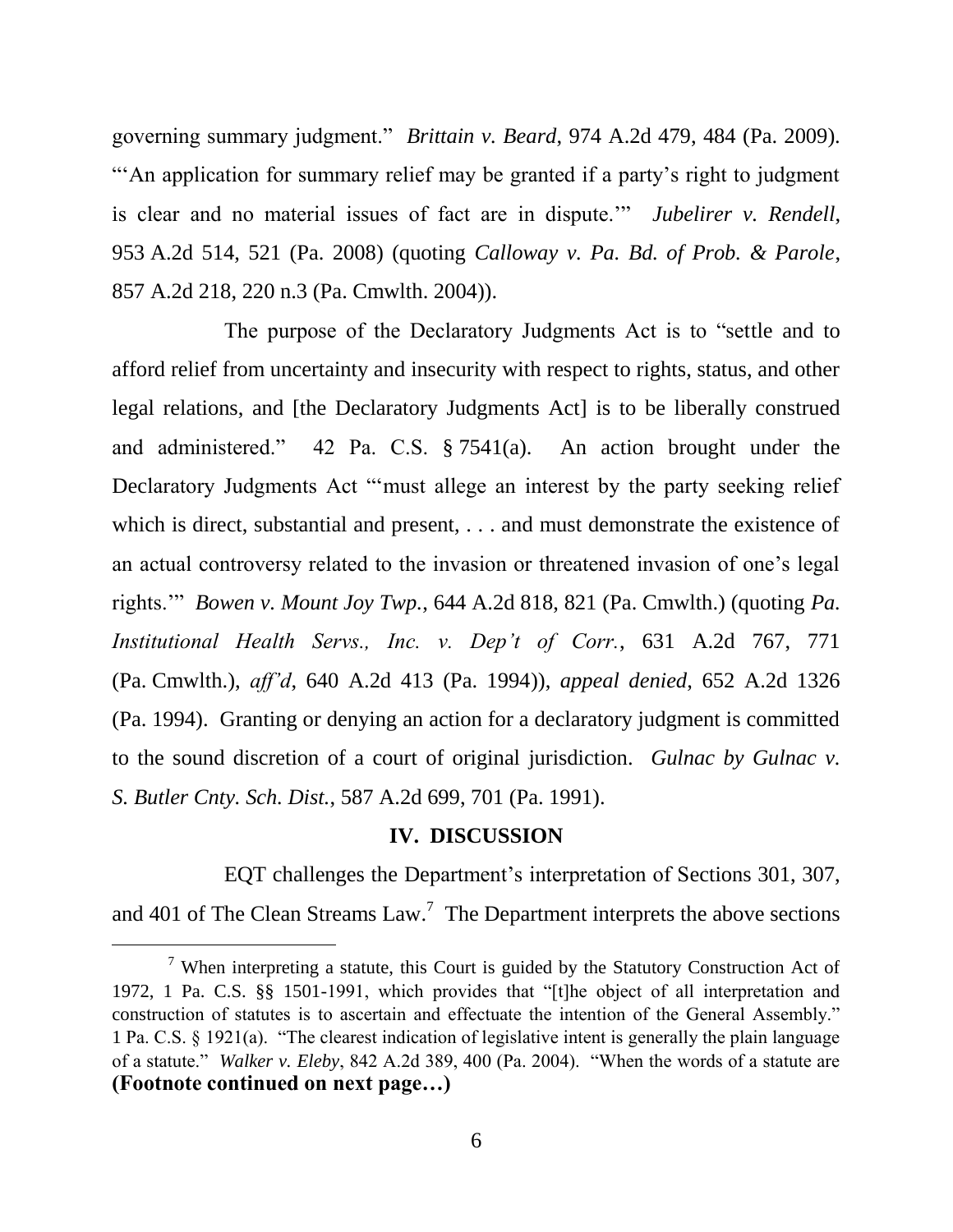governing summary judgment." *Brittain v. Beard*, 974 A.2d 479, 484 (Pa. 2009). "'An application for summary relief may be granted if a party's right to judgment is clear and no material issues of fact are in dispute.'" *Jubelirer v. Rendell*, 953 A.2d 514, 521 (Pa. 2008) (quoting *Calloway v. Pa. Bd. of Prob. & Parole*, 857 A.2d 218, 220 n.3 (Pa. Cmwlth. 2004)).

The purpose of the Declaratory Judgments Act is to "settle and to afford relief from uncertainty and insecurity with respect to rights, status, and other legal relations, and [the Declaratory Judgments Act] is to be liberally construed and administered." 42 Pa. C.S. § 7541(a). An action brought under the Declaratory Judgments Act "'must allege an interest by the party seeking relief which is direct, substantial and present, . . . and must demonstrate the existence of an actual controversy related to the invasion or threatened invasion of one's legal rights.'" *Bowen v. Mount Joy Twp.*, 644 A.2d 818, 821 (Pa. Cmwlth.) (quoting *Pa. Institutional Health Servs., Inc. v. Dep't of Corr.*, 631 A.2d 767, 771 (Pa. Cmwlth.), *aff'd*, 640 A.2d 413 (Pa. 1994)), *appeal denied*, 652 A.2d 1326 (Pa. 1994). Granting or denying an action for a declaratory judgment is committed to the sound discretion of a court of original jurisdiction. *Gulnac by Gulnac v. S. Butler Cnty. Sch. Dist.*, 587 A.2d 699, 701 (Pa. 1991).

## IV. DISCUSSION

EQT challenges the Department's interpretation of Sections 301, 307, and 401 of The Clean Streams Law.[7] The Department interprets the above sections

---

[7] When interpreting a statute, this Court is guided by the Statutory Construction Act of 1972, 1 Pa. C.S. §§ 1501-1991, which provides that "[t]he object of all interpretation and construction of statutes is to ascertain and effectuate the intention of the General Assembly." 1 Pa. C.S. § 1921(a). "The clearest indication of legislative intent is generally the plain language of a statute." *Walker v. Eleby*, 842 A.2d 389, 400 (Pa. 2004). "When the words of a statute are **(Footnote continued on next page…)**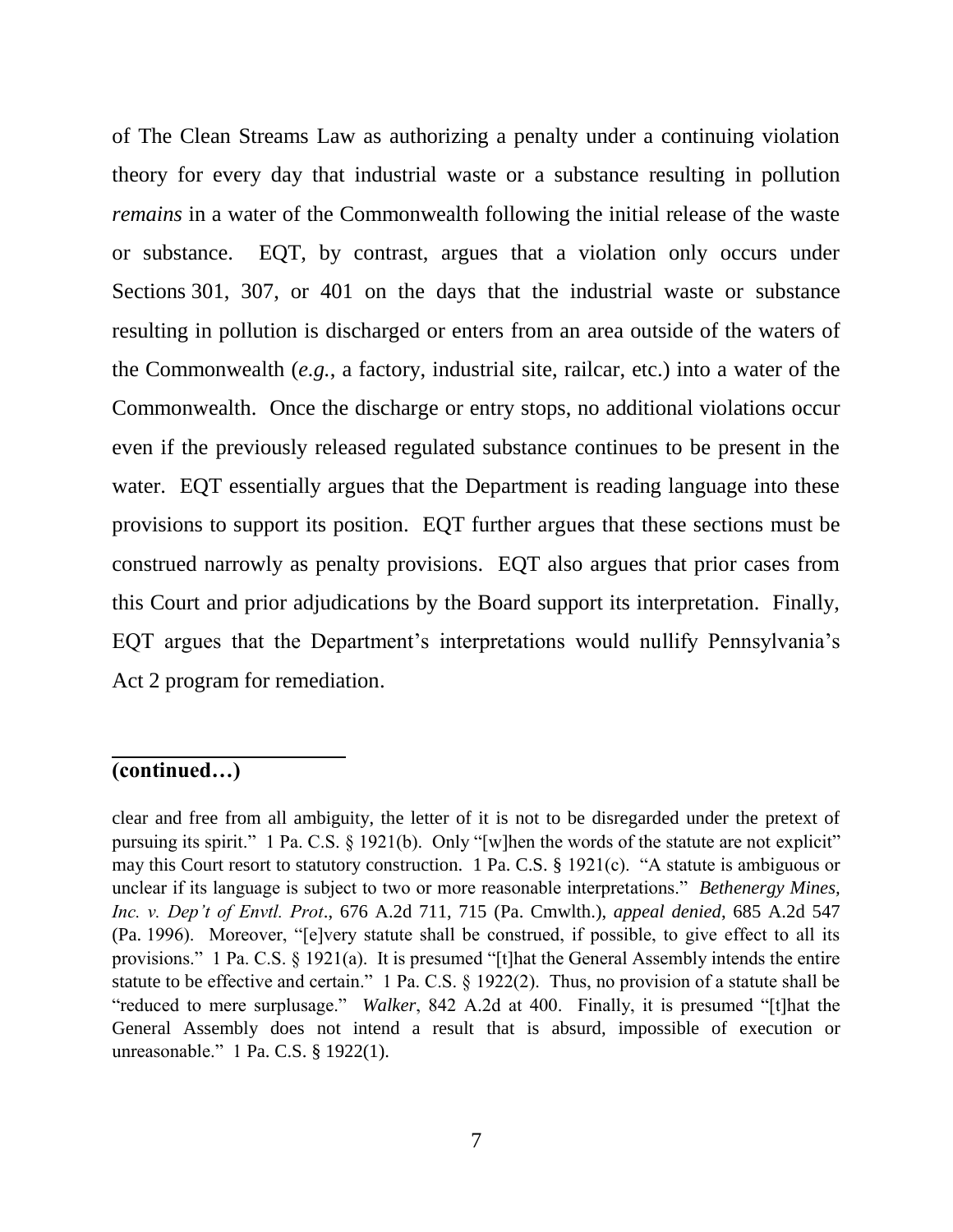of The Clean Streams Law as authorizing a penalty under a continuing violation theory for every day that industrial waste or a substance resulting in pollution *remains* in a water of the Commonwealth following the initial release of the waste or substance. EQT, by contrast, argues that a violation only occurs under Sections 301, 307, or 401 on the days that the industrial waste or substance resulting in pollution is discharged or enters from an area outside of the waters of the Commonwealth (*e.g.*, a factory, industrial site, railcar, etc.) into a water of the Commonwealth. Once the discharge or entry stops, no additional violations occur even if the previously released regulated substance continues to be present in the water. EQT essentially argues that the Department is reading language into these provisions to support its position. EQT further argues that these sections must be construed narrowly as penalty provisions. EQT also argues that prior cases from this Court and prior adjudications by the Board support its interpretation. Finally, EQT argues that the Department's interpretations would nullify Pennsylvania's Act 2 program for remediation.

---

**(continued…)**

clear and free from all ambiguity, the letter of it is not to be disregarded under the pretext of pursuing its spirit." 1 Pa. C.S. § 1921(b). Only "[w]hen the words of the statute are not explicit" may this Court resort to statutory construction. 1 Pa. C.S. § 1921(c). "A statute is ambiguous or unclear if its language is subject to two or more reasonable interpretations." *Bethenergy Mines, Inc. v. Dep't of Envtl. Prot*., 676 A.2d 711, 715 (Pa. Cmwlth.), *appeal denied*, 685 A.2d 547 (Pa. 1996). Moreover, "[e]very statute shall be construed, if possible, to give effect to all its provisions." 1 Pa. C.S. § 1921(a). It is presumed "[t]hat the General Assembly intends the entire statute to be effective and certain." 1 Pa. C.S. § 1922(2). Thus, no provision of a statute shall be "reduced to mere surplusage." *Walker*, 842 A.2d at 400. Finally, it is presumed "[t]hat the General Assembly does not intend a result that is absurd, impossible of execution or unreasonable." 1 Pa. C.S. § 1922(1).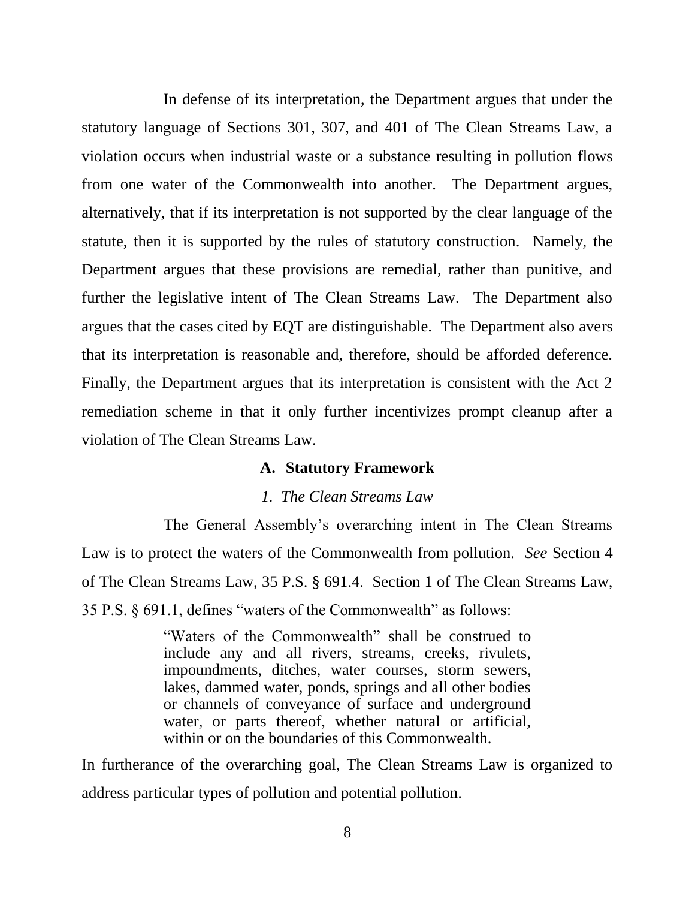In defense of its interpretation, the Department argues that under the statutory language of Sections 301, 307, and 401 of The Clean Streams Law, a violation occurs when industrial waste or a substance resulting in pollution flows from one water of the Commonwealth into another. The Department argues, alternatively, that if its interpretation is not supported by the clear language of the statute, then it is supported by the rules of statutory construction. Namely, the Department argues that these provisions are remedial, rather than punitive, and further the legislative intent of The Clean Streams Law. The Department also argues that the cases cited by EQT are distinguishable. The Department also avers that its interpretation is reasonable and, therefore, should be afforded deference. Finally, the Department argues that its interpretation is consistent with the Act 2 remediation scheme in that it only further incentivizes prompt cleanup after a violation of The Clean Streams Law.

## A. Statutory Framework

### *1. The Clean Streams Law*

The General Assembly's overarching intent in The Clean Streams Law is to protect the waters of the Commonwealth from pollution. *See* Section 4 of The Clean Streams Law, 35 P.S. § 691.4. Section 1 of The Clean Streams Law, 35 P.S. § 691.1, defines "waters of the Commonwealth" as follows:

> "Waters of the Commonwealth" shall be construed to include any and all rivers, streams, creeks, rivulets, impoundments, ditches, water courses, storm sewers, lakes, dammed water, ponds, springs and all other bodies or channels of conveyance of surface and underground water, or parts thereof, whether natural or artificial, within or on the boundaries of this Commonwealth.

In furtherance of the overarching goal, The Clean Streams Law is organized to address particular types of pollution and potential pollution.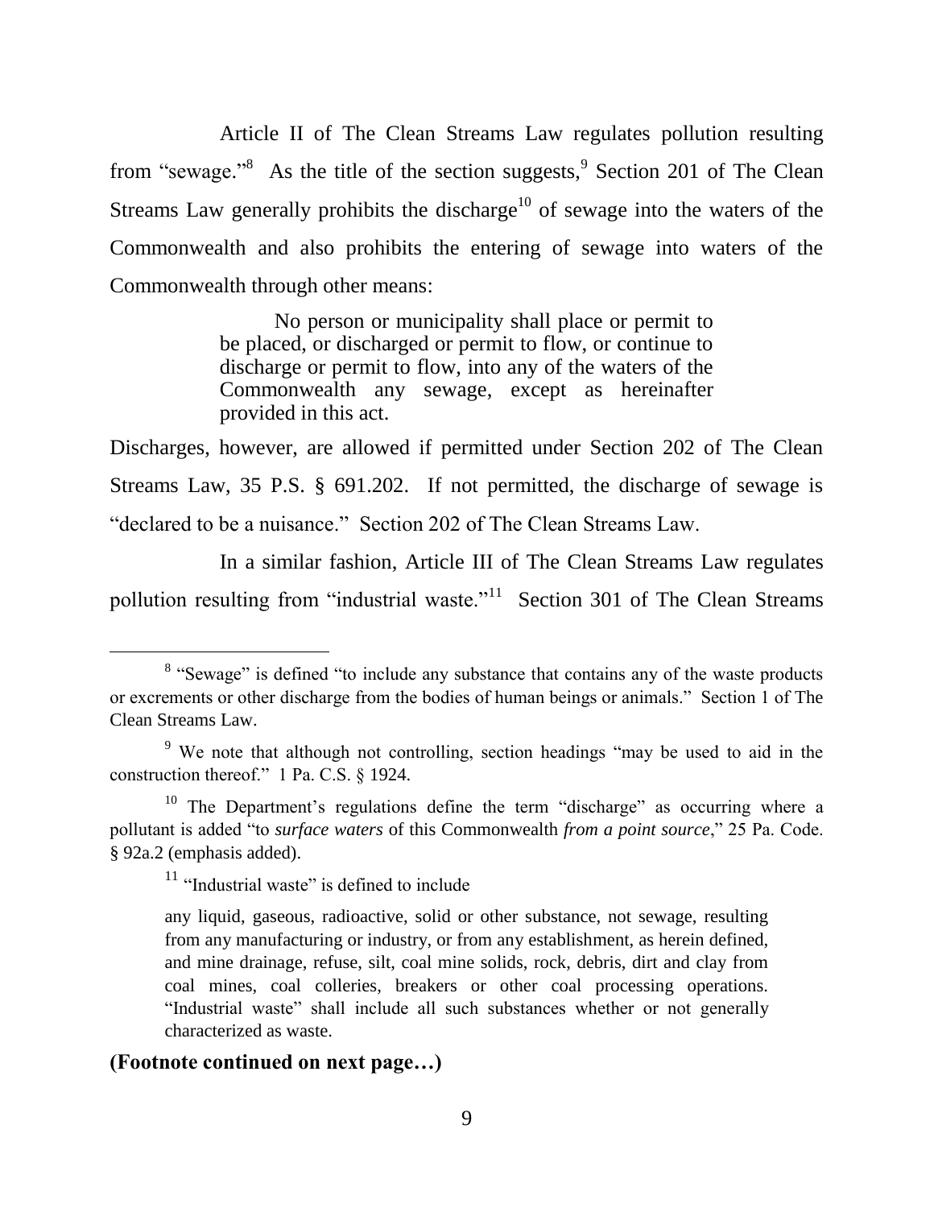Article II of The Clean Streams Law regulates pollution resulting from "sewage."[8] As the title of the section suggests,[9] Section 201 of The Clean Streams Law generally prohibits the discharge[10] of sewage into the waters of the Commonwealth and also prohibits the entering of sewage into waters of the Commonwealth through other means:

> No person or municipality shall place or permit to be placed, or discharged or permit to flow, or continue to discharge or permit to flow, into any of the waters of the Commonwealth any sewage, except as hereinafter provided in this act.

Discharges, however, are allowed if permitted under Section 202 of The Clean Streams Law, 35 P.S. § 691.202. If not permitted, the discharge of sewage is "declared to be a nuisance." Section 202 of The Clean Streams Law.

In a similar fashion, Article III of The Clean Streams Law regulates pollution resulting from "industrial waste."[11] Section 301 of The Clean Streams

---

[8] "Sewage" is defined "to include any substance that contains any of the waste products or excrements or other discharge from the bodies of human beings or animals." Section 1 of The Clean Streams Law.

[9] We note that although not controlling, section headings "may be used to aid in the construction thereof." 1 Pa. C.S. § 1924.

[10] The Department's regulations define the term "discharge" as occurring where a pollutant is added "to *surface waters* of this Commonwealth *from a point source*," 25 Pa. Code. § 92a.2 (emphasis added).

[11] "Industrial waste" is defined to include

> any liquid, gaseous, radioactive, solid or other substance, not sewage, resulting from any manufacturing or industry, or from any establishment, as herein defined, and mine drainage, refuse, silt, coal mine solids, rock, debris, dirt and clay from coal mines, coal colleries, breakers or other coal processing operations. "Industrial waste" shall include all such substances whether or not generally characterized as waste.

**(Footnote continued on next page…)**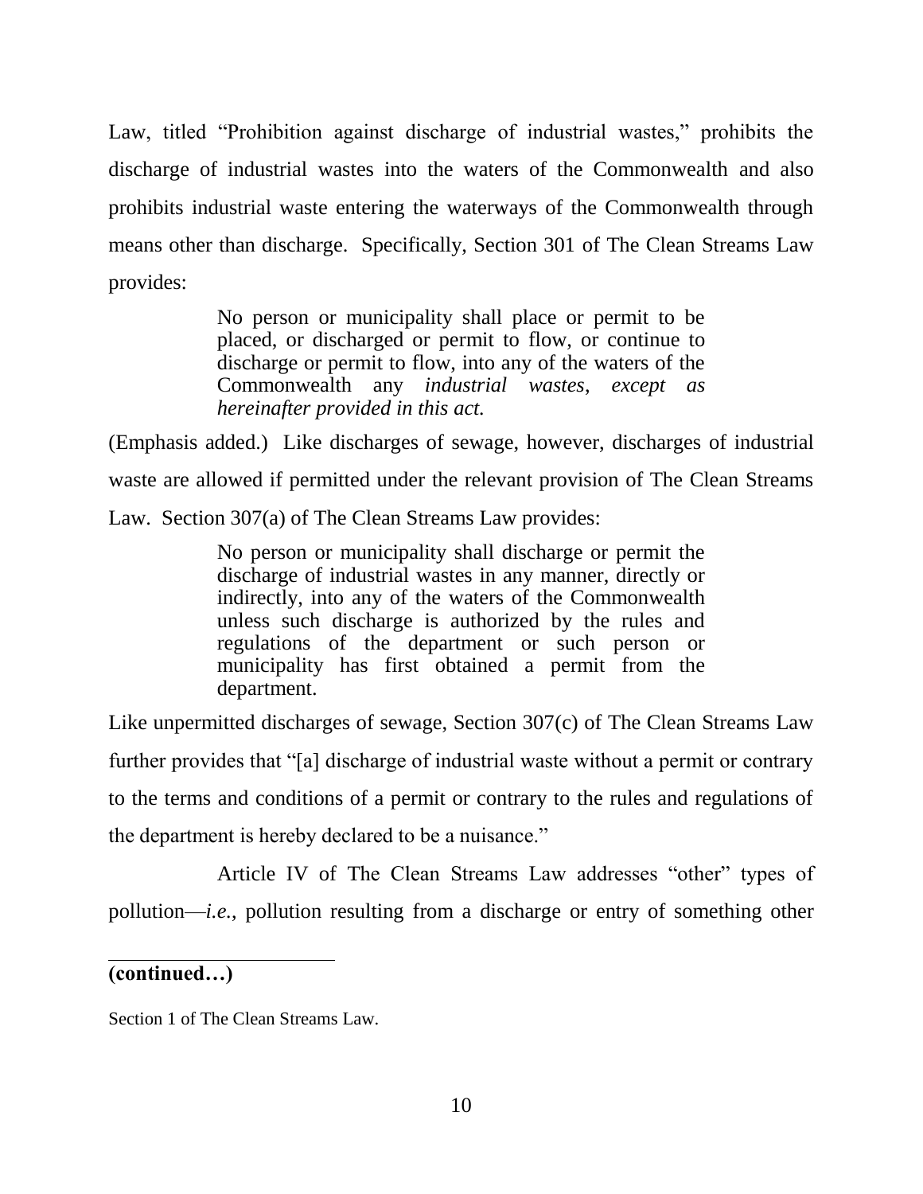Law, titled "Prohibition against discharge of industrial wastes," prohibits the discharge of industrial wastes into the waters of the Commonwealth and also prohibits industrial waste entering the waterways of the Commonwealth through means other than discharge. Specifically, Section 301 of The Clean Streams Law provides:

> No person or municipality shall place or permit to be placed, or discharged or permit to flow, or continue to discharge or permit to flow, into any of the waters of the Commonwealth any *industrial wastes*, *except as hereinafter provided in this act.*

(Emphasis added.) Like discharges of sewage, however, discharges of industrial waste are allowed if permitted under the relevant provision of The Clean Streams Law. Section 307(a) of The Clean Streams Law provides:

> No person or municipality shall discharge or permit the discharge of industrial wastes in any manner, directly or indirectly, into any of the waters of the Commonwealth unless such discharge is authorized by the rules and regulations of the department or such person or municipality has first obtained a permit from the department.

Like unpermitted discharges of sewage, Section 307(c) of The Clean Streams Law further provides that "[a] discharge of industrial waste without a permit or contrary to the terms and conditions of a permit or contrary to the rules and regulations of the department is hereby declared to be a nuisance."

Article IV of The Clean Streams Law addresses "other" types of pollution—*i.e.*, pollution resulting from a discharge or entry of something other

---

**(continued…)**

Section 1 of The Clean Streams Law.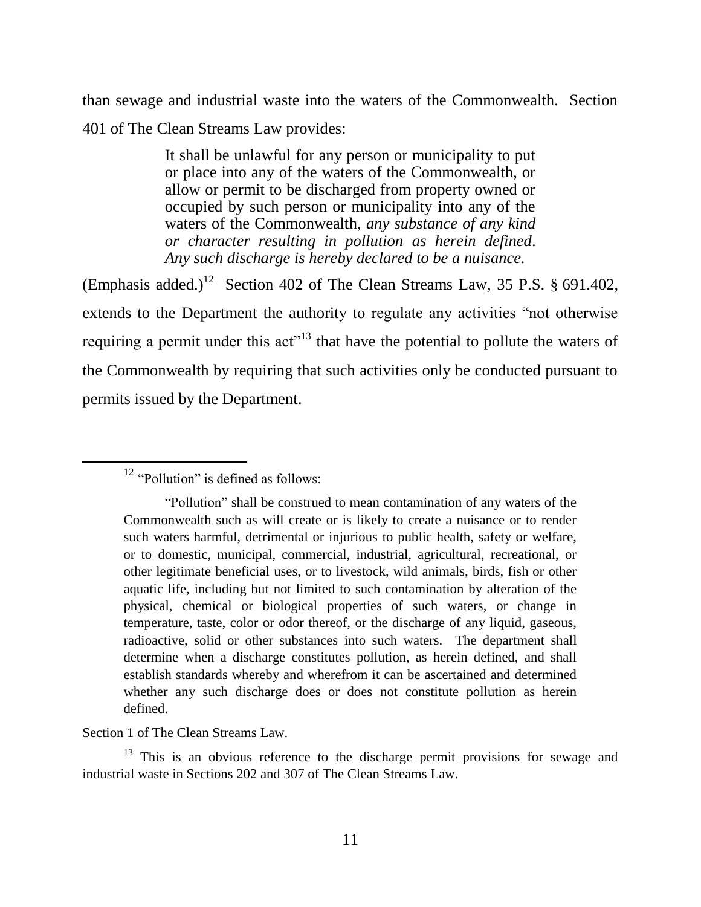than sewage and industrial waste into the waters of the Commonwealth. Section 401 of The Clean Streams Law provides:

> It shall be unlawful for any person or municipality to put or place into any of the waters of the Commonwealth, or allow or permit to be discharged from property owned or occupied by such person or municipality into any of the waters of the Commonwealth, *any substance of any kind or character resulting in pollution as herein defined. Any such discharge is hereby declared to be a nuisance.*

(Emphasis added.)[12] Section 402 of The Clean Streams Law, 35 P.S. § 691.402, extends to the Department the authority to regulate any activities "not otherwise requiring a permit under this act"[13] that have the potential to pollute the waters of the Commonwealth by requiring that such activities only be conducted pursuant to permits issued by the Department.

---

[12] "Pollution" is defined as follows:

> "Pollution" shall be construed to mean contamination of any waters of the Commonwealth such as will create or is likely to create a nuisance or to render such waters harmful, detrimental or injurious to public health, safety or welfare, or to domestic, municipal, commercial, industrial, agricultural, recreational, or other legitimate beneficial uses, or to livestock, wild animals, birds, fish or other aquatic life, including but not limited to such contamination by alteration of the physical, chemical or biological properties of such waters, or change in temperature, taste, color or odor thereof, or the discharge of any liquid, gaseous, radioactive, solid or other substances into such waters. The department shall determine when a discharge constitutes pollution, as herein defined, and shall establish standards whereby and wherefrom it can be ascertained and determined whether any such discharge does or does not constitute pollution as herein defined.

Section 1 of The Clean Streams Law.

[13] This is an obvious reference to the discharge permit provisions for sewage and industrial waste in Sections 202 and 307 of The Clean Streams Law.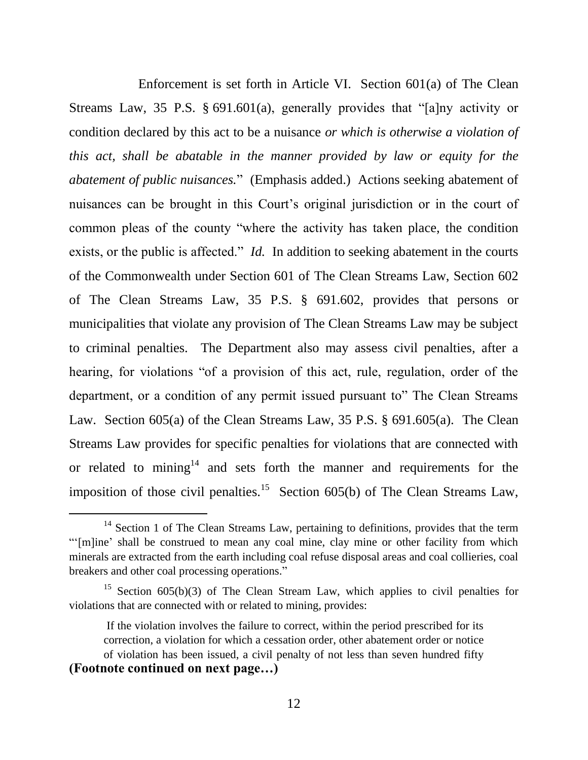Enforcement is set forth in Article VI. Section 601(a) of The Clean Streams Law, 35 P.S. § 691.601(a), generally provides that "[a]ny activity or condition declared by this act to be a nuisance *or which is otherwise a violation of this act, shall be abatable in the manner provided by law or equity for the abatement of public nuisances.*" (Emphasis added.) Actions seeking abatement of nuisances can be brought in this Court's original jurisdiction or in the court of common pleas of the county "where the activity has taken place, the condition exists, or the public is affected." *Id.* In addition to seeking abatement in the courts of the Commonwealth under Section 601 of The Clean Streams Law, Section 602 of The Clean Streams Law, 35 P.S. § 691.602, provides that persons or municipalities that violate any provision of The Clean Streams Law may be subject to criminal penalties. The Department also may assess civil penalties, after a hearing, for violations "of a provision of this act, rule, regulation, order of the department, or a condition of any permit issued pursuant to" The Clean Streams Law. Section 605(a) of the Clean Streams Law, 35 P.S. § 691.605(a). The Clean Streams Law provides for specific penalties for violations that are connected with or related to mining[14] and sets forth the manner and requirements for the imposition of those civil penalties.[15] Section 605(b) of The Clean Streams Law,

---

[14] Section 1 of The Clean Streams Law, pertaining to definitions, provides that the term "'[m]ine' shall be construed to mean any coal mine, clay mine or other facility from which minerals are extracted from the earth including coal refuse disposal areas and coal collieries, coal breakers and other coal processing operations."

[15] Section 605(b)(3) of The Clean Stream Law, which applies to civil penalties for violations that are connected with or related to mining, provides:

> If the violation involves the failure to correct, within the period prescribed for its correction, a violation for which a cessation order, other abatement order or notice of violation has been issued, a civil penalty of not less than seven hundred fifty

**(Footnote continued on next page…)**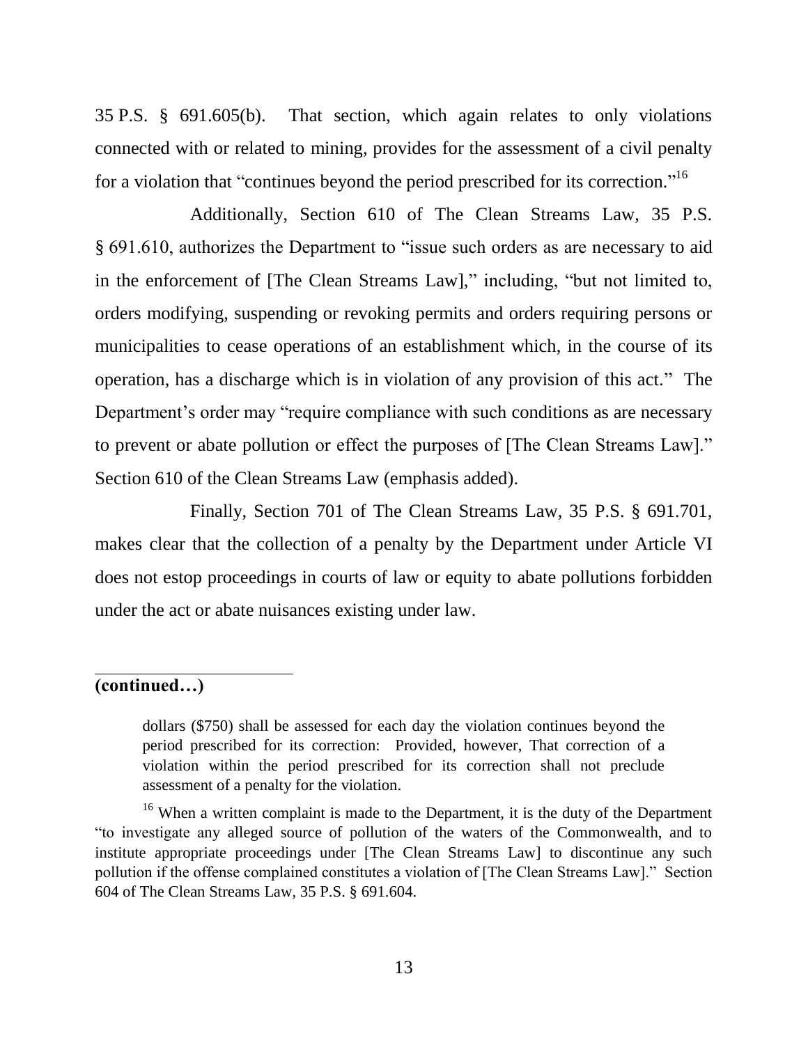35 P.S. § 691.605(b). That section, which again relates to only violations connected with or related to mining, provides for the assessment of a civil penalty for a violation that "continues beyond the period prescribed for its correction."[16]

Additionally, Section 610 of The Clean Streams Law, 35 P.S. § 691.610, authorizes the Department to "issue such orders as are necessary to aid in the enforcement of [The Clean Streams Law]," including, "but not limited to, orders modifying, suspending or revoking permits and orders requiring persons or municipalities to cease operations of an establishment which, in the course of its operation, has a discharge which is in violation of any provision of this act." The Department's order may "require compliance with such conditions as are necessary to prevent or abate pollution or effect the purposes of [The Clean Streams Law]." Section 610 of the Clean Streams Law (emphasis added).

Finally, Section 701 of The Clean Streams Law, 35 P.S. § 691.701, makes clear that the collection of a penalty by the Department under Article VI does not estop proceedings in courts of law or equity to abate pollutions forbidden under the act or abate nuisances existing under law.

---

**(continued…)**

> dollars ($750) shall be assessed for each day the violation continues beyond the period prescribed for its correction: Provided, however, That correction of a violation within the period prescribed for its correction shall not preclude assessment of a penalty for the violation.

[16] When a written complaint is made to the Department, it is the duty of the Department "to investigate any alleged source of pollution of the waters of the Commonwealth, and to institute appropriate proceedings under [The Clean Streams Law] to discontinue any such pollution if the offense complained constitutes a violation of [The Clean Streams Law]." Section 604 of The Clean Streams Law, 35 P.S. § 691.604.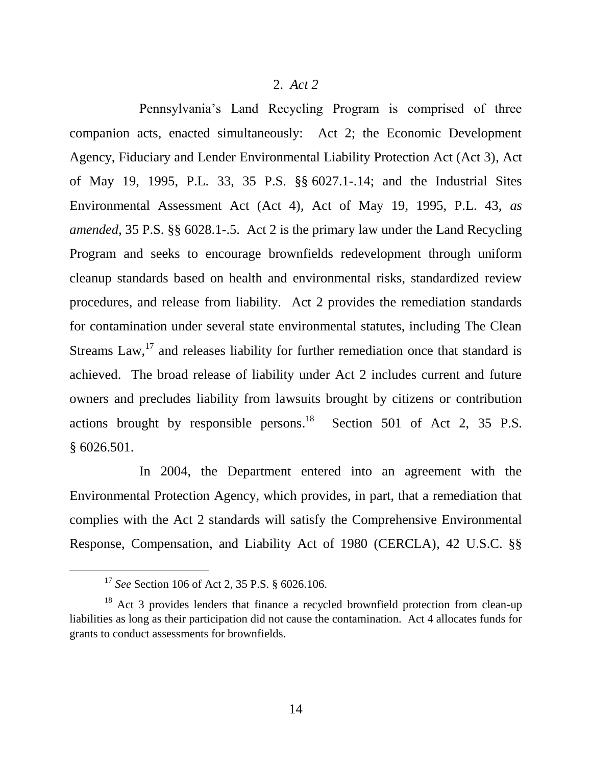2. *Act 2*

Pennsylvania's Land Recycling Program is comprised of three companion acts, enacted simultaneously: Act 2; the Economic Development Agency, Fiduciary and Lender Environmental Liability Protection Act (Act 3), Act of May 19, 1995, P.L. 33, 35 P.S. §§ 6027.1-.14; and the Industrial Sites Environmental Assessment Act (Act 4), Act of May 19, 1995, P.L. 43, *as amended*, 35 P.S. §§ 6028.1-.5. Act 2 is the primary law under the Land Recycling Program and seeks to encourage brownfields redevelopment through uniform cleanup standards based on health and environmental risks, standardized review procedures, and release from liability. Act 2 provides the remediation standards for contamination under several state environmental statutes, including The Clean Streams Law,[17] and releases liability for further remediation once that standard is achieved. The broad release of liability under Act 2 includes current and future owners and precludes liability from lawsuits brought by citizens or contribution actions brought by responsible persons.[18] Section 501 of Act 2, 35 P.S. § 6026.501.

In 2004, the Department entered into an agreement with the Environmental Protection Agency, which provides, in part, that a remediation that complies with the Act 2 standards will satisfy the Comprehensive Environmental Response, Compensation, and Liability Act of 1980 (CERCLA), 42 U.S.C. §§

---

[17] *See* Section 106 of Act 2, 35 P.S. § 6026.106.

[18] Act 3 provides lenders that finance a recycled brownfield protection from clean-up liabilities as long as their participation did not cause the contamination. Act 4 allocates funds for grants to conduct assessments for brownfields.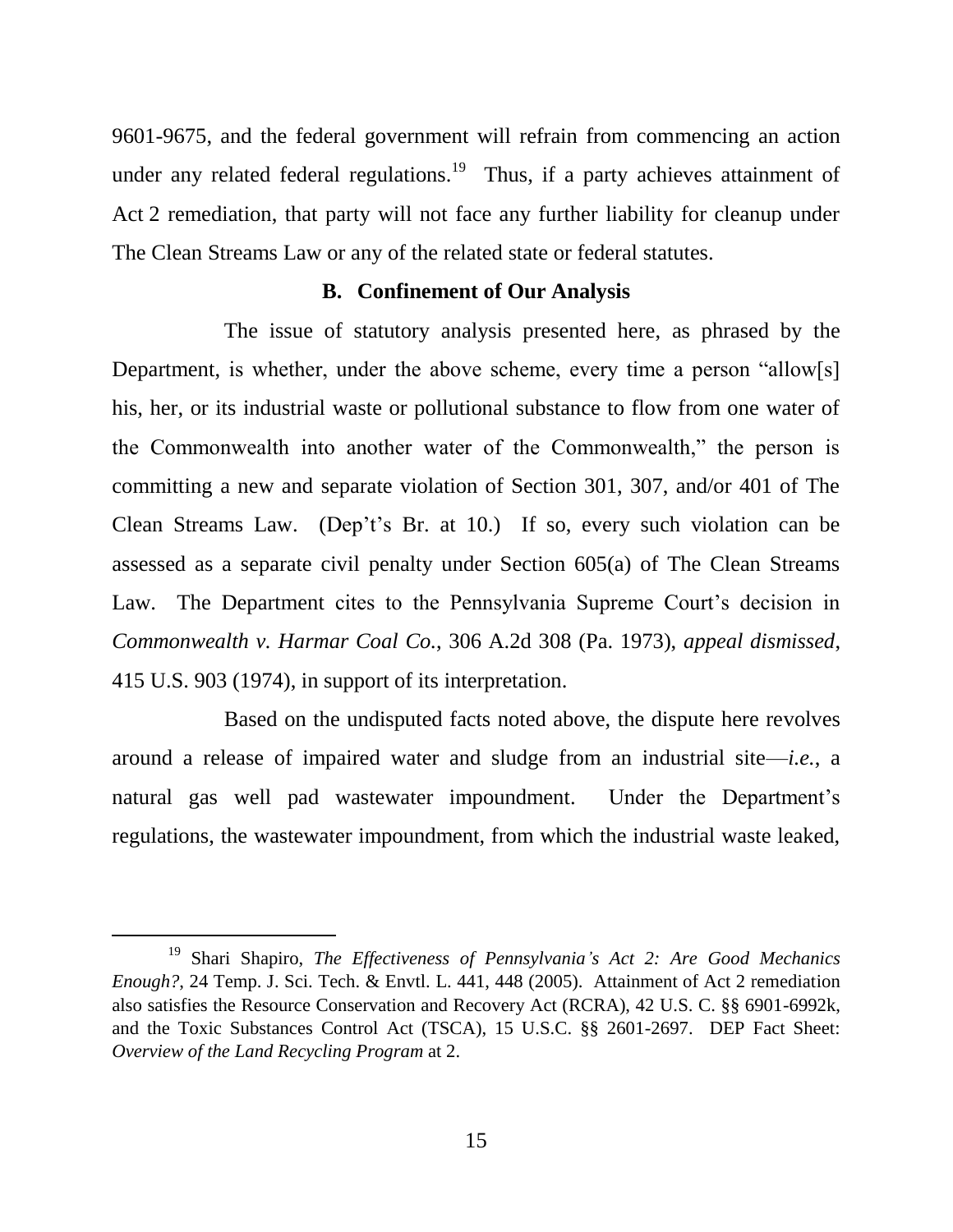9601-9675, and the federal government will refrain from commencing an action under any related federal regulations.[19] Thus, if a party achieves attainment of Act 2 remediation, that party will not face any further liability for cleanup under The Clean Streams Law or any of the related state or federal statutes.

### B. Confinement of Our Analysis

The issue of statutory analysis presented here, as phrased by the Department, is whether, under the above scheme, every time a person "allow[s] his, her, or its industrial waste or pollutional substance to flow from one water of the Commonwealth into another water of the Commonwealth," the person is committing a new and separate violation of Section 301, 307, and/or 401 of The Clean Streams Law. (Dep't's Br. at 10.) If so, every such violation can be assessed as a separate civil penalty under Section 605(a) of The Clean Streams Law. The Department cites to the Pennsylvania Supreme Court's decision in *Commonwealth v. Harmar Coal Co.*, 306 A.2d 308 (Pa. 1973), *appeal dismissed*, 415 U.S. 903 (1974), in support of its interpretation.

Based on the undisputed facts noted above, the dispute here revolves around a release of impaired water and sludge from an industrial site—*i.e.*, a natural gas well pad wastewater impoundment. Under the Department's regulations, the wastewater impoundment, from which the industrial waste leaked,

---

[19] Shari Shapiro, *The Effectiveness of Pennsylvania's Act 2: Are Good Mechanics Enough?*, 24 Temp. J. Sci. Tech. & Envtl. L. 441, 448 (2005). Attainment of Act 2 remediation also satisfies the Resource Conservation and Recovery Act (RCRA), 42 U.S. C. §§ 6901-6992k, and the Toxic Substances Control Act (TSCA), 15 U.S.C. §§ 2601-2697. DEP Fact Sheet: *Overview of the Land Recycling Program* at 2.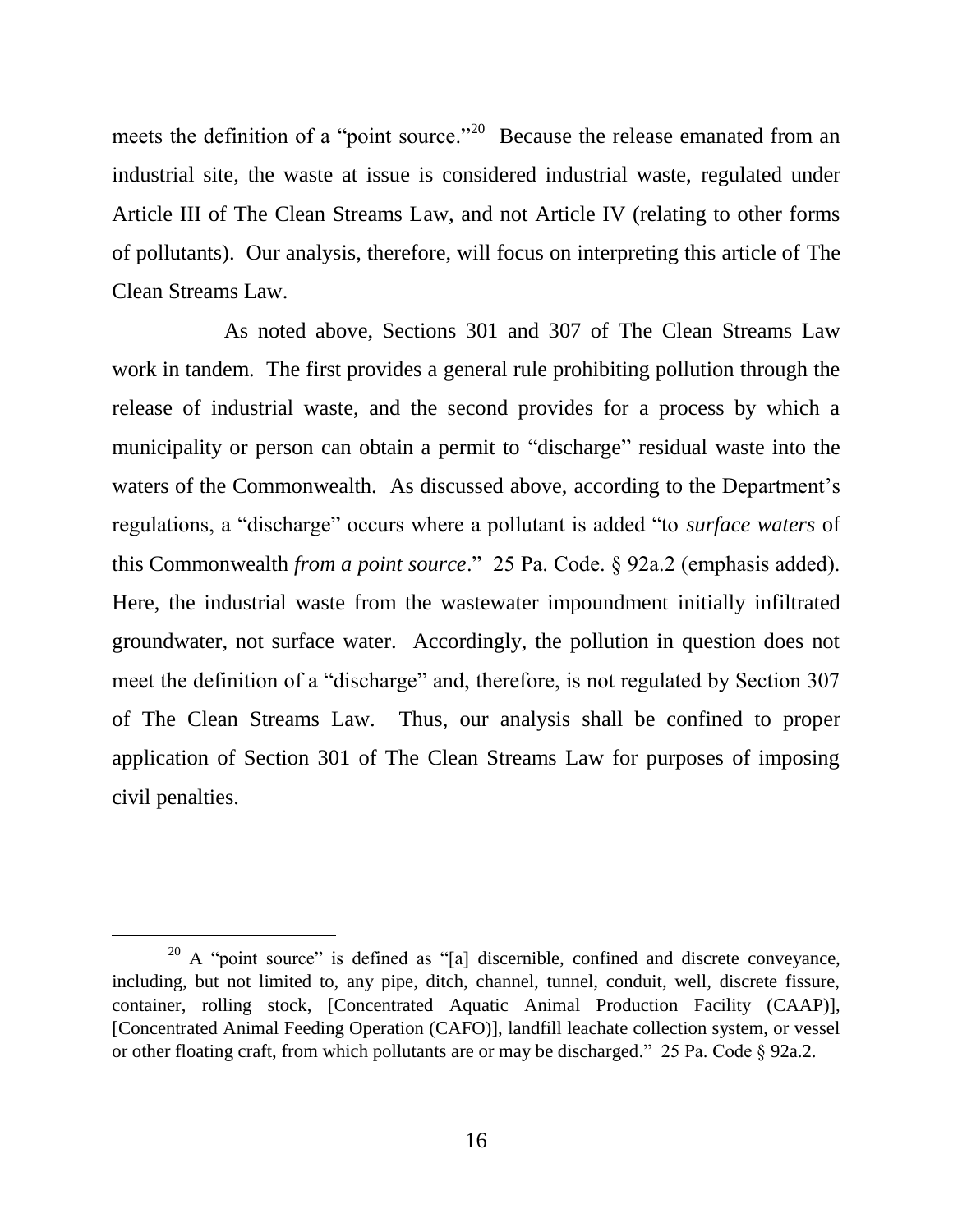meets the definition of a "point source."[20] Because the release emanated from an industrial site, the waste at issue is considered industrial waste, regulated under Article III of The Clean Streams Law, and not Article IV (relating to other forms of pollutants). Our analysis, therefore, will focus on interpreting this article of The Clean Streams Law.

As noted above, Sections 301 and 307 of The Clean Streams Law work in tandem. The first provides a general rule prohibiting pollution through the release of industrial waste, and the second provides for a process by which a municipality or person can obtain a permit to "discharge" residual waste into the waters of the Commonwealth. As discussed above, according to the Department's regulations, a "discharge" occurs where a pollutant is added "to *surface waters* of this Commonwealth *from a point source*." 25 Pa. Code. § 92a.2 (emphasis added). Here, the industrial waste from the wastewater impoundment initially infiltrated groundwater, not surface water. Accordingly, the pollution in question does not meet the definition of a "discharge" and, therefore, is not regulated by Section 307 of The Clean Streams Law. Thus, our analysis shall be confined to proper application of Section 301 of The Clean Streams Law for purposes of imposing civil penalties.

---

[20] A "point source" is defined as "[a] discernible, confined and discrete conveyance, including, but not limited to, any pipe, ditch, channel, tunnel, conduit, well, discrete fissure, container, rolling stock, [Concentrated Aquatic Animal Production Facility (CAAP)], [Concentrated Animal Feeding Operation (CAFO)], landfill leachate collection system, or vessel or other floating craft, from which pollutants are or may be discharged." 25 Pa. Code § 92a.2.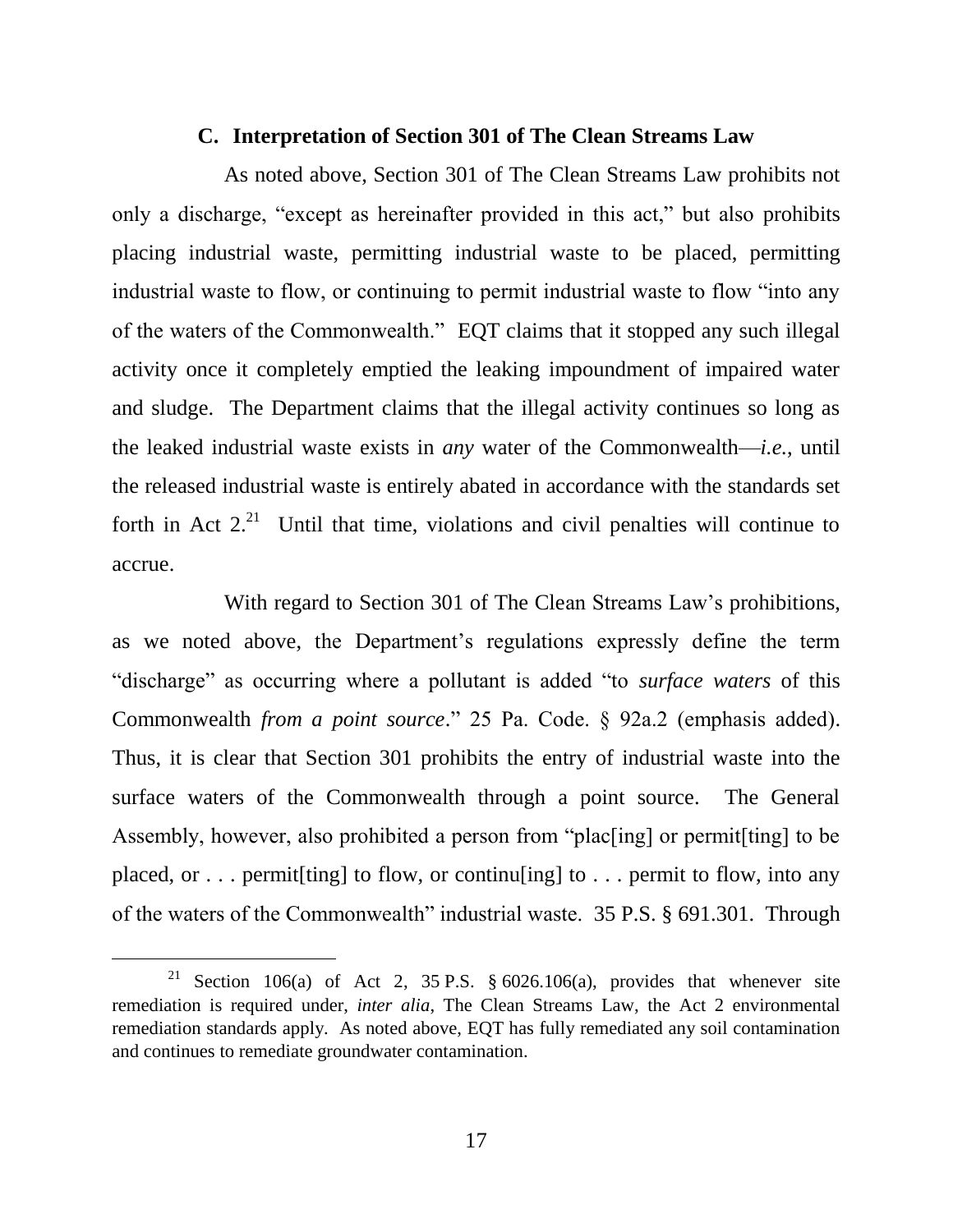### C. Interpretation of Section 301 of The Clean Streams Law

As noted above, Section 301 of The Clean Streams Law prohibits not only a discharge, "except as hereinafter provided in this act," but also prohibits placing industrial waste, permitting industrial waste to be placed, permitting industrial waste to flow, or continuing to permit industrial waste to flow "into any of the waters of the Commonwealth." EQT claims that it stopped any such illegal activity once it completely emptied the leaking impoundment of impaired water and sludge. The Department claims that the illegal activity continues so long as the leaked industrial waste exists in *any* water of the Commonwealth—*i.e.*, until the released industrial waste is entirely abated in accordance with the standards set forth in Act 2.[21] Until that time, violations and civil penalties will continue to accrue.

With regard to Section 301 of The Clean Streams Law's prohibitions, as we noted above, the Department's regulations expressly define the term "discharge" as occurring where a pollutant is added "to *surface waters* of this Commonwealth *from a point source*." 25 Pa. Code. § 92a.2 (emphasis added). Thus, it is clear that Section 301 prohibits the entry of industrial waste into the surface waters of the Commonwealth through a point source. The General Assembly, however, also prohibited a person from "plac[ing] or permit[ting] to be placed, or . . . permit[ting] to flow, or continu[ing] to . . . permit to flow, into any of the waters of the Commonwealth" industrial waste. 35 P.S. § 691.301. Through

---

[21] Section 106(a) of Act 2, 35 P.S. § 6026.106(a), provides that whenever site remediation is required under, *inter alia*, The Clean Streams Law, the Act 2 environmental remediation standards apply. As noted above, EQT has fully remediated any soil contamination and continues to remediate groundwater contamination.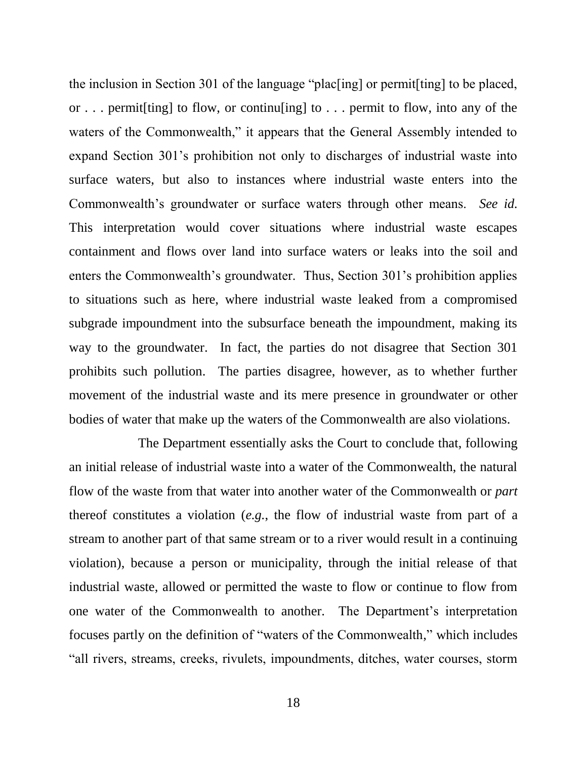the inclusion in Section 301 of the language "plac[ing] or permit[ting] to be placed, or . . . permit[ting] to flow, or continu[ing] to . . . permit to flow, into any of the waters of the Commonwealth," it appears that the General Assembly intended to expand Section 301's prohibition not only to discharges of industrial waste into surface waters, but also to instances where industrial waste enters into the Commonwealth's groundwater or surface waters through other means. *See id.* This interpretation would cover situations where industrial waste escapes containment and flows over land into surface waters or leaks into the soil and enters the Commonwealth's groundwater. Thus, Section 301's prohibition applies to situations such as here, where industrial waste leaked from a compromised subgrade impoundment into the subsurface beneath the impoundment, making its way to the groundwater. In fact, the parties do not disagree that Section 301 prohibits such pollution. The parties disagree, however, as to whether further movement of the industrial waste and its mere presence in groundwater or other bodies of water that make up the waters of the Commonwealth are also violations.

The Department essentially asks the Court to conclude that, following an initial release of industrial waste into a water of the Commonwealth, the natural flow of the waste from that water into another water of the Commonwealth or *part* thereof constitutes a violation (*e.g.,* the flow of industrial waste from part of a stream to another part of that same stream or to a river would result in a continuing violation), because a person or municipality, through the initial release of that industrial waste, allowed or permitted the waste to flow or continue to flow from one water of the Commonwealth to another. The Department's interpretation focuses partly on the definition of "waters of the Commonwealth," which includes "all rivers, streams, creeks, rivulets, impoundments, ditches, water courses, storm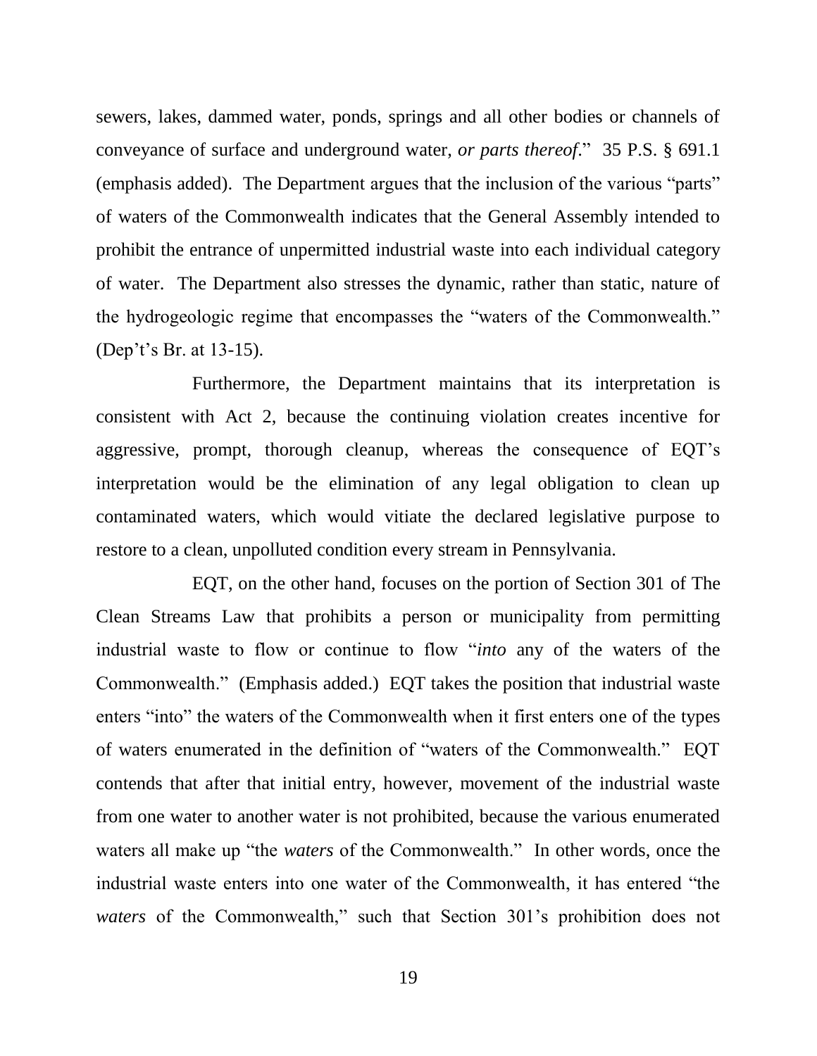sewers, lakes, dammed water, ponds, springs and all other bodies or channels of conveyance of surface and underground water, *or parts thereof*." 35 P.S. § 691.1 (emphasis added). The Department argues that the inclusion of the various "parts" of waters of the Commonwealth indicates that the General Assembly intended to prohibit the entrance of unpermitted industrial waste into each individual category of water. The Department also stresses the dynamic, rather than static, nature of the hydrogeologic regime that encompasses the "waters of the Commonwealth." (Dep't's Br. at 13-15).

Furthermore, the Department maintains that its interpretation is consistent with Act 2, because the continuing violation creates incentive for aggressive, prompt, thorough cleanup, whereas the consequence of EQT's interpretation would be the elimination of any legal obligation to clean up contaminated waters, which would vitiate the declared legislative purpose to restore to a clean, unpolluted condition every stream in Pennsylvania.

EQT, on the other hand, focuses on the portion of Section 301 of The Clean Streams Law that prohibits a person or municipality from permitting industrial waste to flow or continue to flow "*into* any of the waters of the Commonwealth." (Emphasis added.) EQT takes the position that industrial waste enters "into" the waters of the Commonwealth when it first enters one of the types of waters enumerated in the definition of "waters of the Commonwealth." EQT contends that after that initial entry, however, movement of the industrial waste from one water to another water is not prohibited, because the various enumerated waters all make up "the *waters* of the Commonwealth." In other words, once the industrial waste enters into one water of the Commonwealth, it has entered "the *waters* of the Commonwealth," such that Section 301's prohibition does not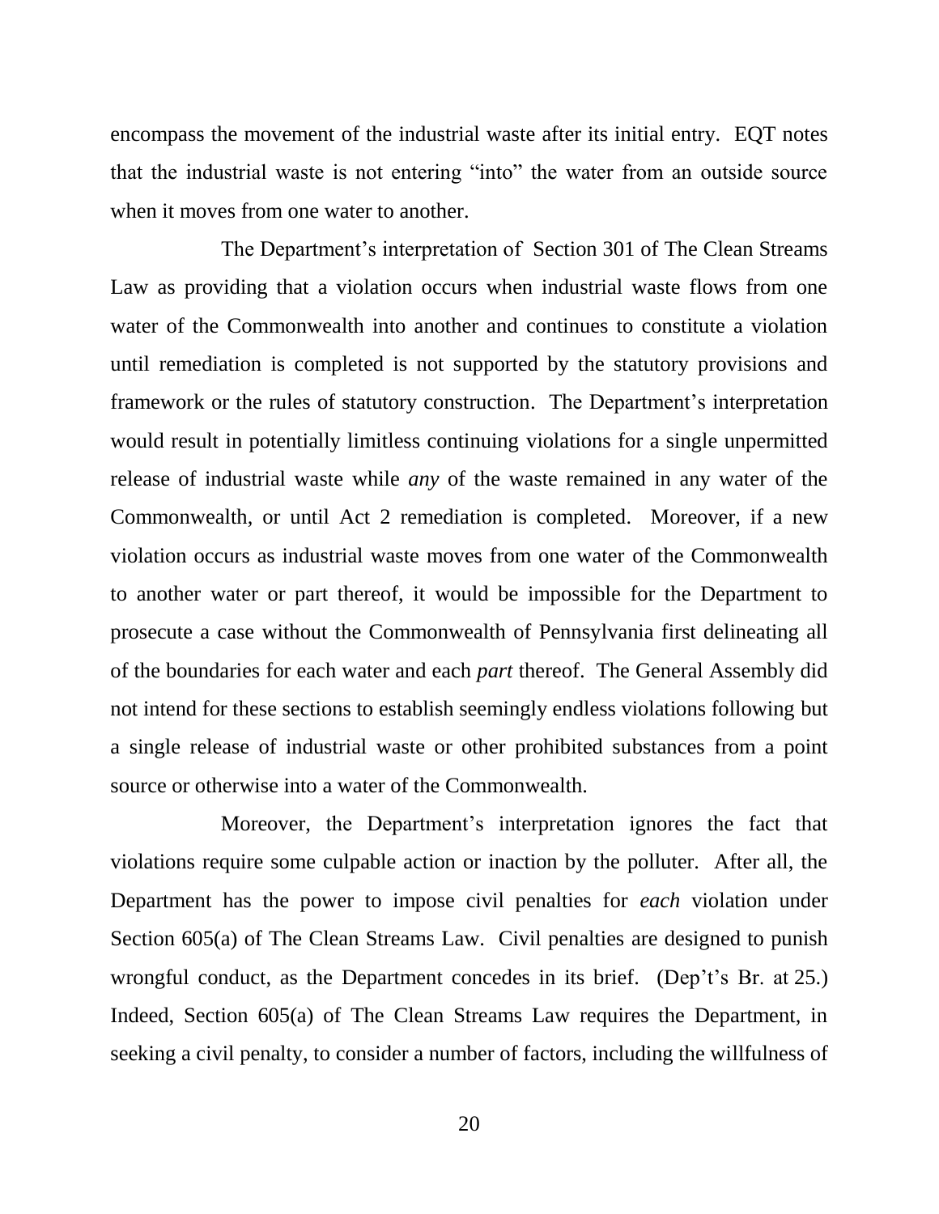encompass the movement of the industrial waste after its initial entry. EQT notes that the industrial waste is not entering "into" the water from an outside source when it moves from one water to another.

The Department's interpretation of Section 301 of The Clean Streams Law as providing that a violation occurs when industrial waste flows from one water of the Commonwealth into another and continues to constitute a violation until remediation is completed is not supported by the statutory provisions and framework or the rules of statutory construction. The Department's interpretation would result in potentially limitless continuing violations for a single unpermitted release of industrial waste while *any* of the waste remained in any water of the Commonwealth, or until Act 2 remediation is completed. Moreover, if a new violation occurs as industrial waste moves from one water of the Commonwealth to another water or part thereof, it would be impossible for the Department to prosecute a case without the Commonwealth of Pennsylvania first delineating all of the boundaries for each water and each *part* thereof. The General Assembly did not intend for these sections to establish seemingly endless violations following but a single release of industrial waste or other prohibited substances from a point source or otherwise into a water of the Commonwealth.

Moreover, the Department's interpretation ignores the fact that violations require some culpable action or inaction by the polluter. After all, the Department has the power to impose civil penalties for *each* violation under Section 605(a) of The Clean Streams Law. Civil penalties are designed to punish wrongful conduct, as the Department concedes in its brief. (Dep't's Br. at 25.) Indeed, Section 605(a) of The Clean Streams Law requires the Department, in seeking a civil penalty, to consider a number of factors, including the willfulness of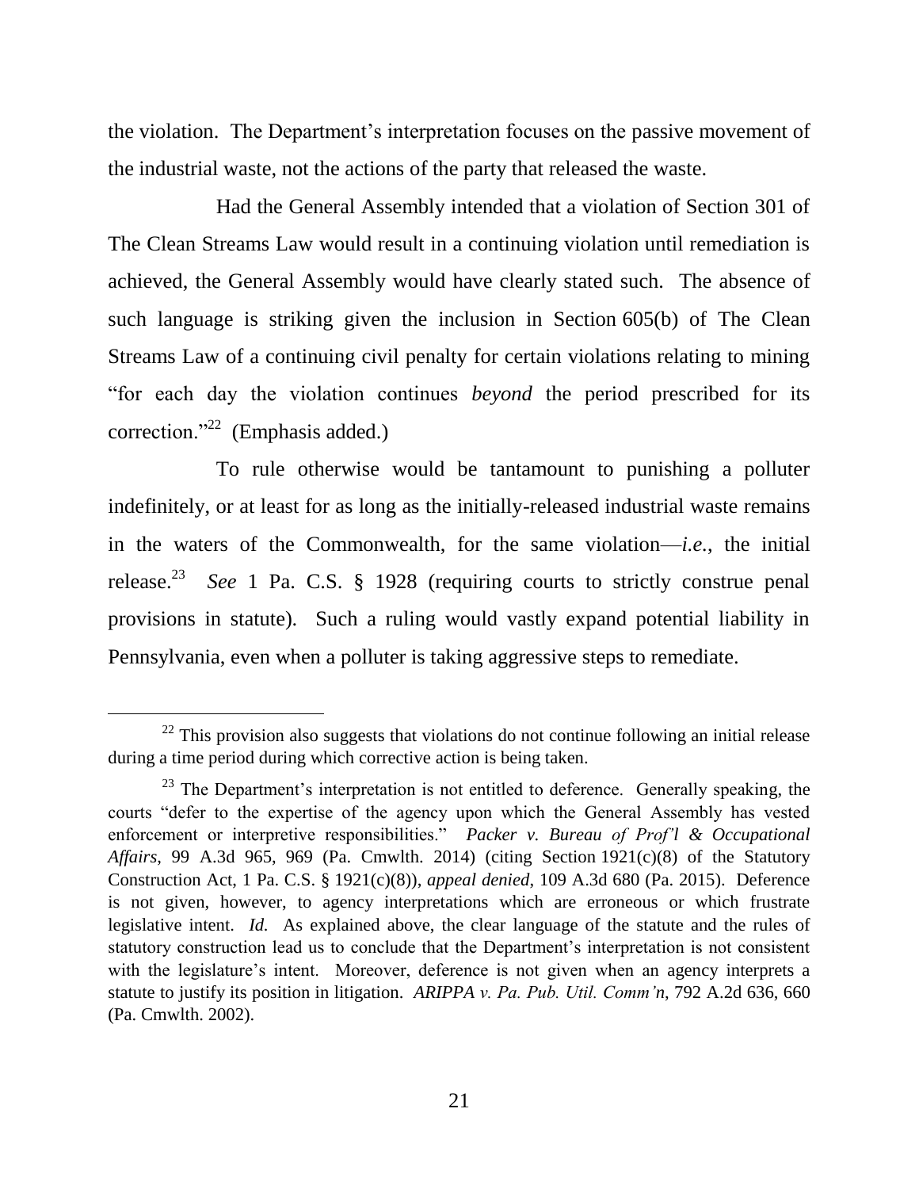the violation. The Department's interpretation focuses on the passive movement of the industrial waste, not the actions of the party that released the waste.

Had the General Assembly intended that a violation of Section 301 of The Clean Streams Law would result in a continuing violation until remediation is achieved, the General Assembly would have clearly stated such. The absence of such language is striking given the inclusion in Section 605(b) of The Clean Streams Law of a continuing civil penalty for certain violations relating to mining "for each day the violation continues *beyond* the period prescribed for its correction."[22] (Emphasis added.)

To rule otherwise would be tantamount to punishing a polluter indefinitely, or at least for as long as the initially-released industrial waste remains in the waters of the Commonwealth, for the same violation—*i.e.*, the initial release.[23] *See* 1 Pa. C.S. § 1928 (requiring courts to strictly construe penal provisions in statute). Such a ruling would vastly expand potential liability in Pennsylvania, even when a polluter is taking aggressive steps to remediate.

---

[22] This provision also suggests that violations do not continue following an initial release during a time period during which corrective action is being taken.

[23] The Department's interpretation is not entitled to deference. Generally speaking, the courts "defer to the expertise of the agency upon which the General Assembly has vested enforcement or interpretive responsibilities." *Packer v. Bureau of Prof'l & Occupational Affairs*, 99 A.3d 965, 969 (Pa. Cmwlth. 2014) (citing Section 1921(c)(8) of the Statutory Construction Act, 1 Pa. C.S. § 1921(c)(8)), *appeal denied*, 109 A.3d 680 (Pa. 2015). Deference is not given, however, to agency interpretations which are erroneous or which frustrate legislative intent. *Id.* As explained above, the clear language of the statute and the rules of statutory construction lead us to conclude that the Department's interpretation is not consistent with the legislature's intent. Moreover, deference is not given when an agency interprets a statute to justify its position in litigation. *ARIPPA v. Pa. Pub. Util. Comm'n*, 792 A.2d 636, 660 (Pa. Cmwlth. 2002).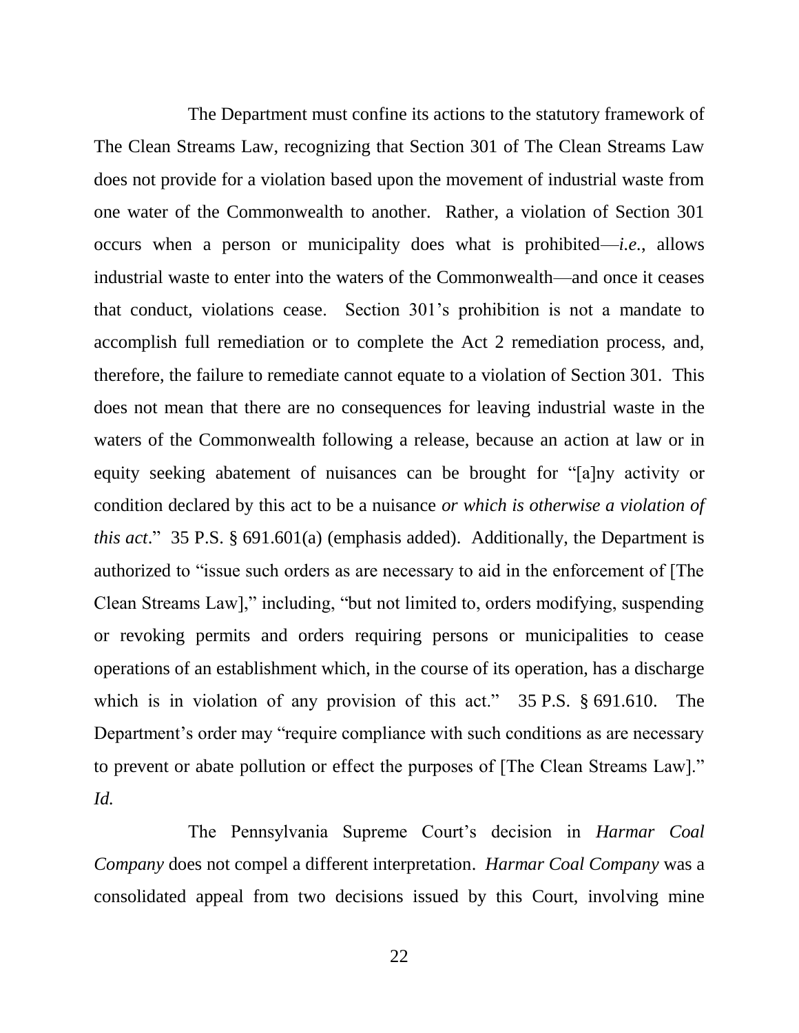The Department must confine its actions to the statutory framework of The Clean Streams Law, recognizing that Section 301 of The Clean Streams Law does not provide for a violation based upon the movement of industrial waste from one water of the Commonwealth to another. Rather, a violation of Section 301 occurs when a person or municipality does what is prohibited—*i.e.*, allows industrial waste to enter into the waters of the Commonwealth—and once it ceases that conduct, violations cease. Section 301's prohibition is not a mandate to accomplish full remediation or to complete the Act 2 remediation process, and, therefore, the failure to remediate cannot equate to a violation of Section 301. This does not mean that there are no consequences for leaving industrial waste in the waters of the Commonwealth following a release, because an action at law or in equity seeking abatement of nuisances can be brought for "[a]ny activity or condition declared by this act to be a nuisance *or which is otherwise a violation of this act*." 35 P.S. § 691.601(a) (emphasis added). Additionally, the Department is authorized to "issue such orders as are necessary to aid in the enforcement of [The Clean Streams Law]," including, "but not limited to, orders modifying, suspending or revoking permits and orders requiring persons or municipalities to cease operations of an establishment which, in the course of its operation, has a discharge which is in violation of any provision of this act." 35 P.S. § 691.610. The Department's order may "require compliance with such conditions as are necessary to prevent or abate pollution or effect the purposes of [The Clean Streams Law]." *Id.*

The Pennsylvania Supreme Court's decision in *Harmar Coal Company* does not compel a different interpretation. *Harmar Coal Company* was a consolidated appeal from two decisions issued by this Court, involving mine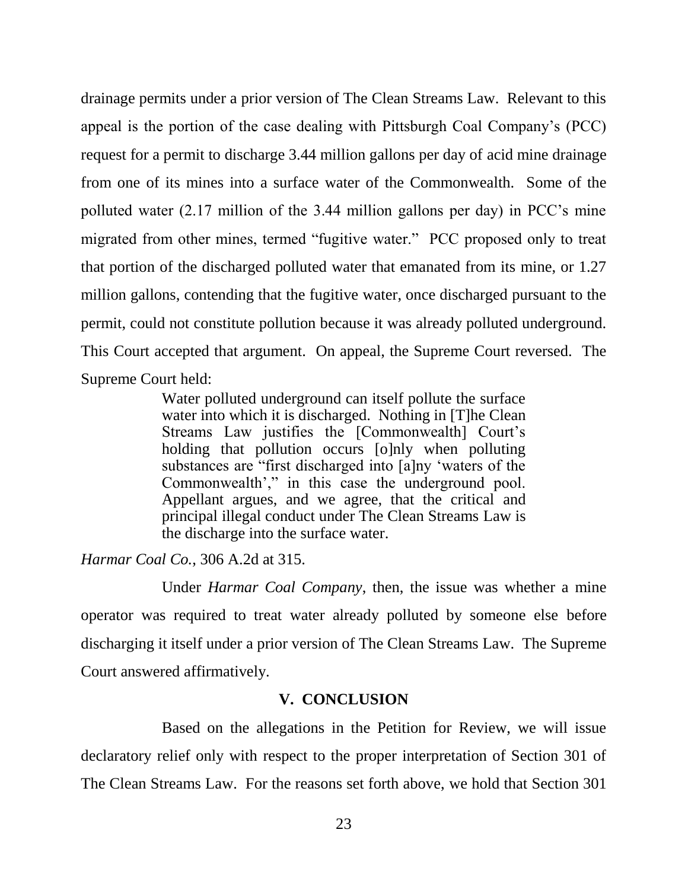drainage permits under a prior version of The Clean Streams Law. Relevant to this appeal is the portion of the case dealing with Pittsburgh Coal Company's (PCC) request for a permit to discharge 3.44 million gallons per day of acid mine drainage from one of its mines into a surface water of the Commonwealth. Some of the polluted water (2.17 million of the 3.44 million gallons per day) in PCC's mine migrated from other mines, termed "fugitive water." PCC proposed only to treat that portion of the discharged polluted water that emanated from its mine, or 1.27 million gallons, contending that the fugitive water, once discharged pursuant to the permit, could not constitute pollution because it was already polluted underground. This Court accepted that argument. On appeal, the Supreme Court reversed. The Supreme Court held:

> Water polluted underground can itself pollute the surface water into which it is discharged. Nothing in [T]he Clean Streams Law justifies the [Commonwealth] Court's holding that pollution occurs [o]nly when polluting substances are "first discharged into [a]ny 'waters of the Commonwealth'," in this case the underground pool. Appellant argues, and we agree, that the critical and principal illegal conduct under The Clean Streams Law is the discharge into the surface water.

*Harmar Coal Co.*, 306 A.2d at 315.

Under *Harmar Coal Company*, then, the issue was whether a mine operator was required to treat water already polluted by someone else before discharging it itself under a prior version of The Clean Streams Law. The Supreme Court answered affirmatively.

## V. CONCLUSION

Based on the allegations in the Petition for Review, we will issue declaratory relief only with respect to the proper interpretation of Section 301 of The Clean Streams Law. For the reasons set forth above, we hold that Section 301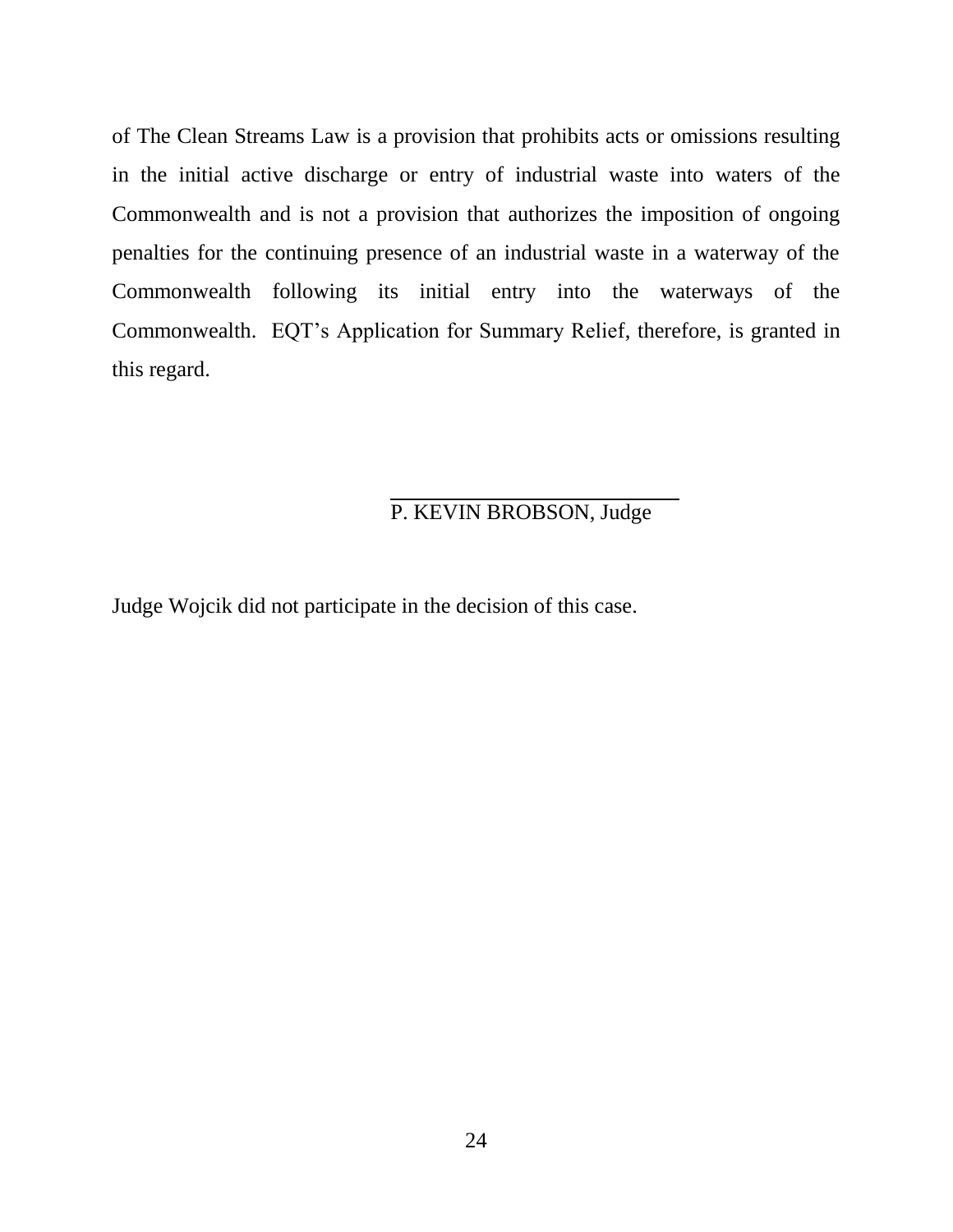of The Clean Streams Law is a provision that prohibits acts or omissions resulting in the initial active discharge or entry of industrial waste into waters of the Commonwealth and is not a provision that authorizes the imposition of ongoing penalties for the continuing presence of an industrial waste in a waterway of the Commonwealth following its initial entry into the waterways of the Commonwealth. EQT's Application for Summary Relief, therefore, is granted in this regard.

P. KEVIN BROBSON, Judge

Judge Wojcik did not participate in the decision of this case.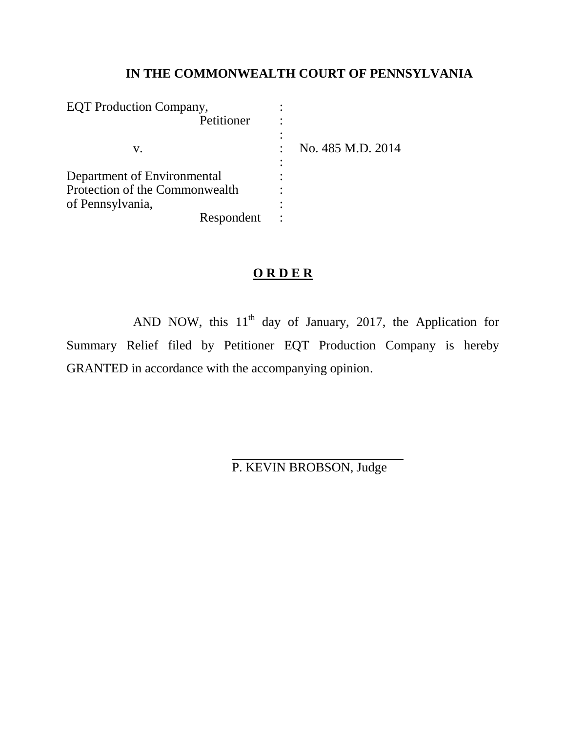**IN THE COMMONWEALTH COURT OF PENNSYLVANIA**

| | | |
|---|---|---|
| EQT Production Company, | : | |
| Petitioner | : | |
| | : | |
| v. | : | No. 485 M.D. 2014 |
| | : | |
| Department of Environmental | : | |
| Protection of the Commonwealth | : | |
| of Pennsylvania, | : | |
| Respondent | : | |

**O R D E R**

AND NOW, this 11th day of January, 2017, the Application for Summary Relief filed by Petitioner EQT Production Company is hereby GRANTED in accordance with the accompanying opinion.

P. KEVIN BROBSON, Judge